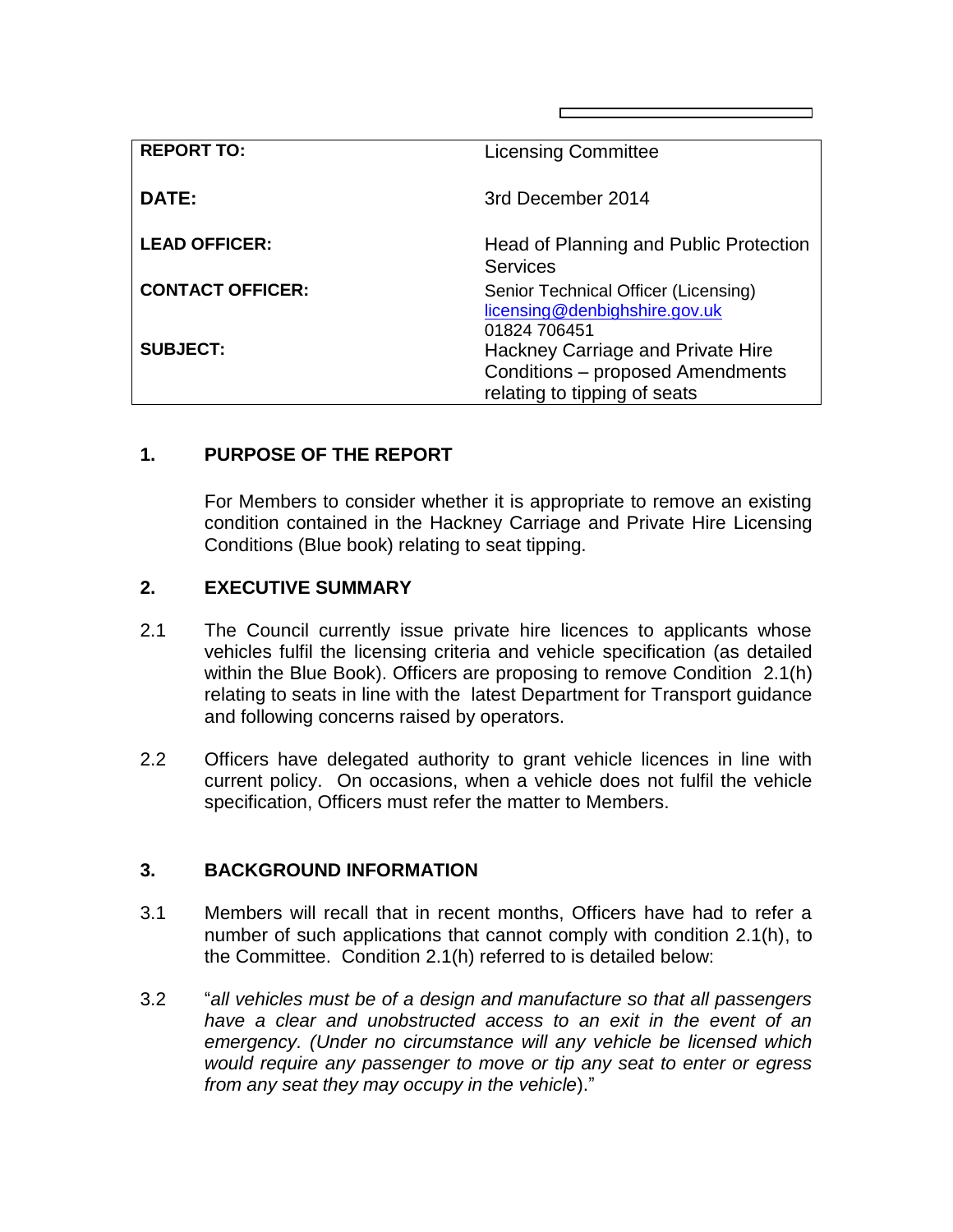| REPORT TO: | Licensing Committee |
| --- | --- |
| DATE: | 3rd December 2014 |
| LEAD OFFICER: | Head of Planning and Public Protection Services |
| CONTACT OFFICER: | Senior Technical Officer (Licensing) licensing@denbighshire.gov.uk 01824 706451 |
| SUBJECT: | Hackney Carriage and Private Hire Conditions – proposed Amendments relating to tipping of seats |

## 1. PURPOSE OF THE REPORT

For Members to consider whether it is appropriate to remove an existing condition contained in the Hackney Carriage and Private Hire Licensing Conditions (Blue book) relating to seat tipping.

## 2. EXECUTIVE SUMMARY

2.1 The Council currently issue private hire licences to applicants whose vehicles fulfil the licensing criteria and vehicle specification (as detailed within the Blue Book). Officers are proposing to remove Condition 2.1(h) relating to seats in line with the latest Department for Transport guidance and following concerns raised by operators.

2.2 Officers have delegated authority to grant vehicle licences in line with current policy. On occasions, when a vehicle does not fulfil the vehicle specification, Officers must refer the matter to Members.

## 3. BACKGROUND INFORMATION

3.1 Members will recall that in recent months, Officers have had to refer a number of such applications that cannot comply with condition 2.1(h), to the Committee. Condition 2.1(h) referred to is detailed below:

3.2 "*all vehicles must be of a design and manufacture so that all passengers have a clear and unobstructed access to an exit in the event of an emergency. (Under no circumstance will any vehicle be licensed which would require any passenger to move or tip any seat to enter or egress from any seat they may occupy in the vehicle*)."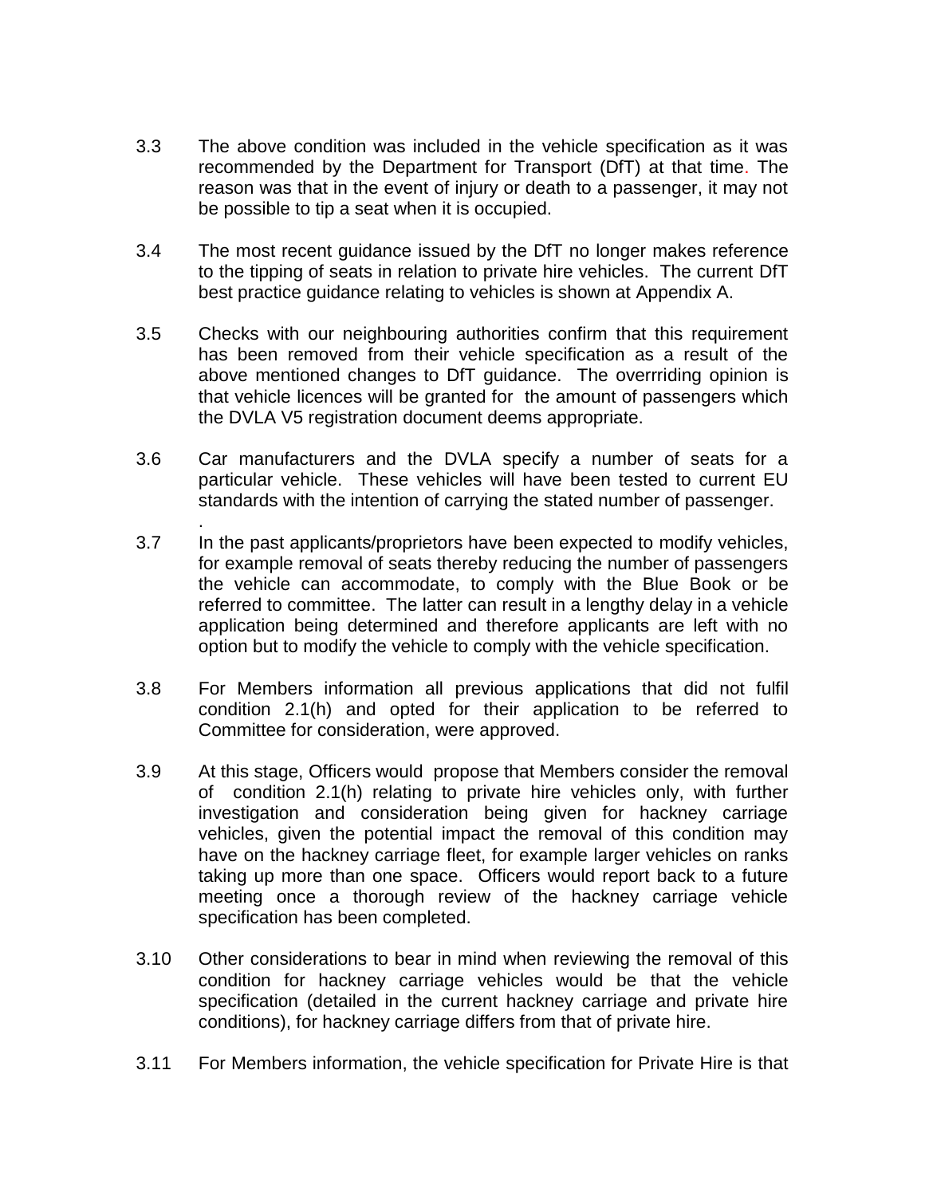3.3 The above condition was included in the vehicle specification as it was recommended by the Department for Transport (DfT) at that time. The reason was that in the event of injury or death to a passenger, it may not be possible to tip a seat when it is occupied.

3.4 The most recent guidance issued by the DfT no longer makes reference to the tipping of seats in relation to private hire vehicles. The current DfT best practice guidance relating to vehicles is shown at Appendix A.

3.5 Checks with our neighbouring authorities confirm that this requirement has been removed from their vehicle specification as a result of the above mentioned changes to DfT guidance. The overrriding opinion is that vehicle licences will be granted for the amount of passengers which the DVLA V5 registration document deems appropriate.

3.6 Car manufacturers and the DVLA specify a number of seats for a particular vehicle. These vehicles will have been tested to current EU standards with the intention of carrying the stated number of passenger.
.

3.7 In the past applicants/proprietors have been expected to modify vehicles, for example removal of seats thereby reducing the number of passengers the vehicle can accommodate, to comply with the Blue Book or be referred to committee. The latter can result in a lengthy delay in a vehicle application being determined and therefore applicants are left with no option but to modify the vehicle to comply with the vehicle specification.

3.8 For Members information all previous applications that did not fulfil condition 2.1(h) and opted for their application to be referred to Committee for consideration, were approved.

3.9 At this stage, Officers would propose that Members consider the removal of condition 2.1(h) relating to private hire vehicles only, with further investigation and consideration being given for hackney carriage vehicles, given the potential impact the removal of this condition may have on the hackney carriage fleet, for example larger vehicles on ranks taking up more than one space. Officers would report back to a future meeting once a thorough review of the hackney carriage vehicle specification has been completed.

3.10 Other considerations to bear in mind when reviewing the removal of this condition for hackney carriage vehicles would be that the vehicle specification (detailed in the current hackney carriage and private hire conditions), for hackney carriage differs from that of private hire.

3.11 For Members information, the vehicle specification for Private Hire is that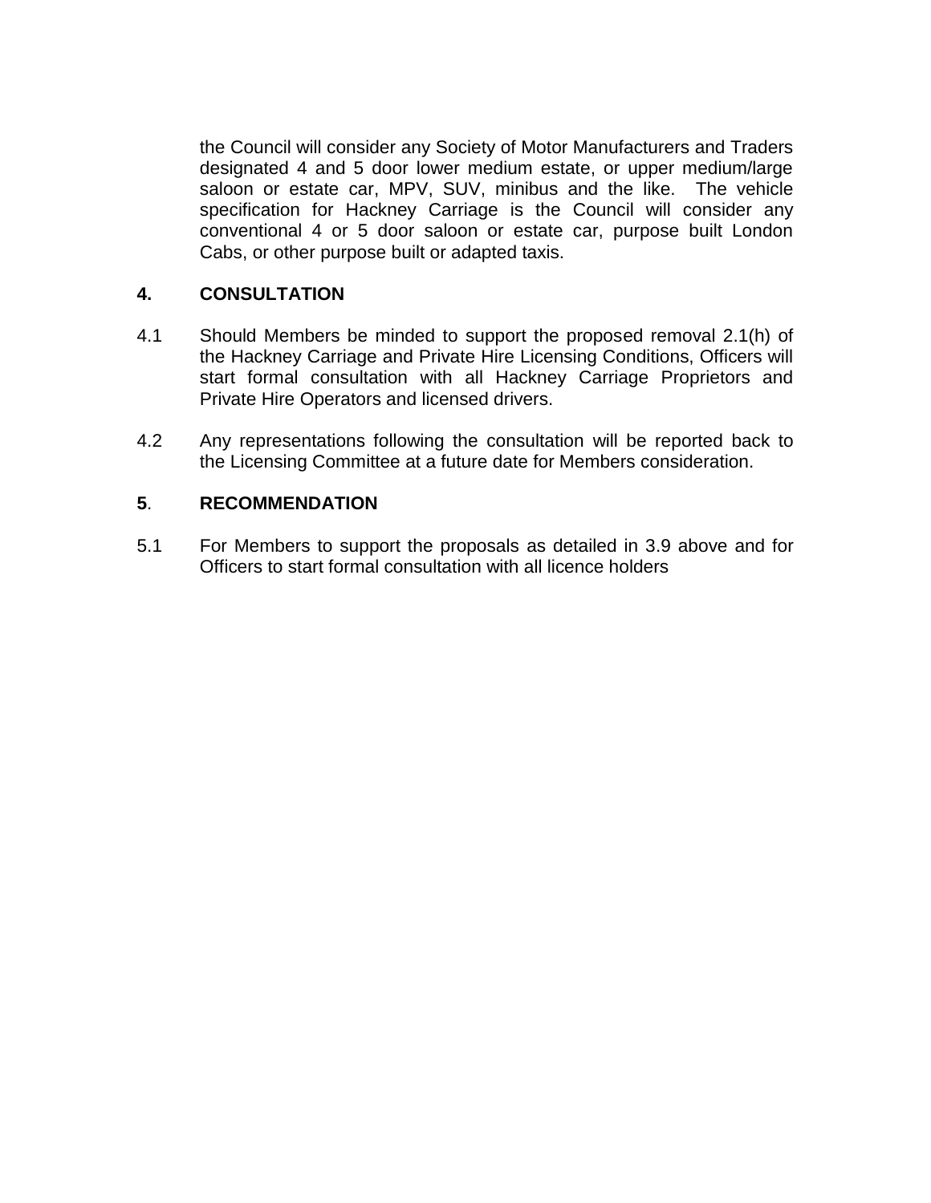the Council will consider any Society of Motor Manufacturers and Traders designated 4 and 5 door lower medium estate, or upper medium/large saloon or estate car, MPV, SUV, minibus and the like. The vehicle specification for Hackney Carriage is the Council will consider any conventional 4 or 5 door saloon or estate car, purpose built London Cabs, or other purpose built or adapted taxis.

## 4. CONSULTATION

4.1 Should Members be minded to support the proposed removal 2.1(h) of the Hackney Carriage and Private Hire Licensing Conditions, Officers will start formal consultation with all Hackney Carriage Proprietors and Private Hire Operators and licensed drivers.

4.2 Any representations following the consultation will be reported back to the Licensing Committee at a future date for Members consideration.

## 5. RECOMMENDATION

5.1 For Members to support the proposals as detailed in 3.9 above and for Officers to start formal consultation with all licence holders